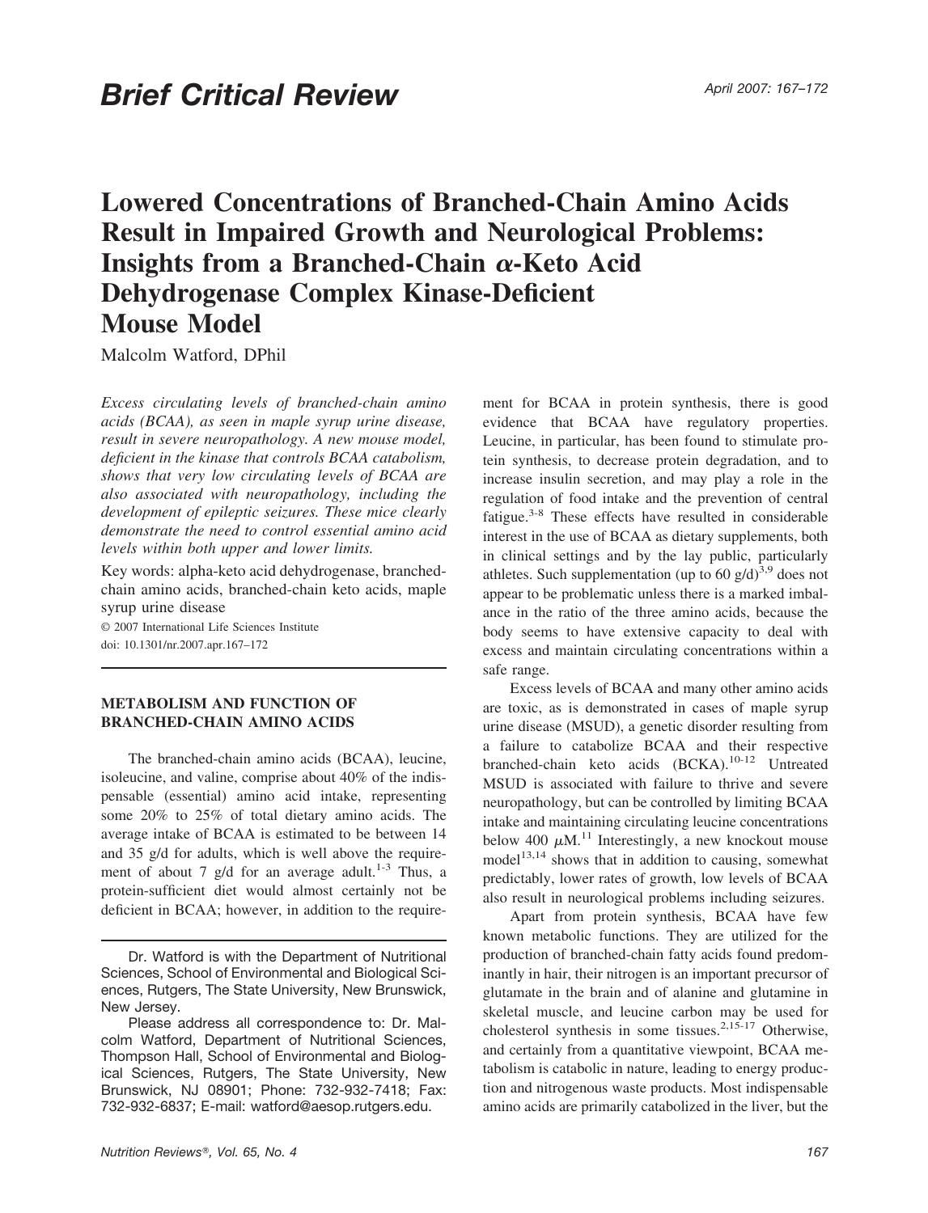# Brief Critical Review

# Lowered Concentrations of Branched-Chain Amino Acids Result in Impaired Growth and Neurological Problems: Insights from a Branched-Chain $\alpha$-Keto Acid Dehydrogenase Complex Kinase-Deficient Mouse Model

Malcolm Watford, DPhil

*Excess circulating levels of branched-chain amino acids (BCAA), as seen in maple syrup urine disease, result in severe neuropathology. A new mouse model, deficient in the kinase that controls BCAA catabolism, shows that very low circulating levels of BCAA are also associated with neuropathology, including the development of epileptic seizures. These mice clearly demonstrate the need to control essential amino acid levels within both upper and lower limits.*

Key words: alpha-keto acid dehydrogenase, branched-chain amino acids, branched-chain keto acids, maple syrup urine disease

© 2007 International Life Sciences Institute

doi: 10.1301/nr.2007.apr.167–172

Dr. Watford is with the Department of Nutritional Sciences, School of Environmental and Biological Sciences, Rutgers, The State University, New Brunswick, New Jersey.

Please address all correspondence to: Dr. Malcolm Watford, Department of Nutritional Sciences, Thompson Hall, School of Environmental and Biological Sciences, Rutgers, The State University, New Brunswick, NJ 08901; Phone: 732-932-7418; Fax: 732-932-6837; E-mail: watford@aesop.rutgers.edu.

## METABOLISM AND FUNCTION OF BRANCHED-CHAIN AMINO ACIDS

The branched-chain amino acids (BCAA), leucine, isoleucine, and valine, comprise about 40% of the indispensable (essential) amino acid intake, representing some 20% to 25% of total dietary amino acids. The average intake of BCAA is estimated to be between 14 and 35 g/d for adults, which is well above the requirement of about 7 g/d for an average adult.[1-3] Thus, a protein-sufficient diet would almost certainly not be deficient in BCAA; however, in addition to the requirement for BCAA in protein synthesis, there is good evidence that BCAA have regulatory properties. Leucine, in particular, has been found to stimulate protein synthesis, to decrease protein degradation, and to increase insulin secretion, and may play a role in the regulation of food intake and the prevention of central fatigue.[3-8] These effects have resulted in considerable interest in the use of BCAA as dietary supplements, both in clinical settings and by the lay public, particularly athletes. Such supplementation (up to 60 g/d)[3,9] does not appear to be problematic unless there is a marked imbalance in the ratio of the three amino acids, because the body seems to have extensive capacity to deal with excess and maintain circulating concentrations within a safe range.

Excess levels of BCAA and many other amino acids are toxic, as is demonstrated in cases of maple syrup urine disease (MSUD), a genetic disorder resulting from a failure to catabolize BCAA and their respective branched-chain keto acids (BCKA).[10-12] Untreated MSUD is associated with failure to thrive and severe neuropathology, but can be controlled by limiting BCAA intake and maintaining circulating leucine concentrations below 400 $\mu$M.[11] Interestingly, a new knockout mouse model[13,14] shows that in addition to causing, somewhat predictably, lower rates of growth, low levels of BCAA also result in neurological problems including seizures.

Apart from protein synthesis, BCAA have few known metabolic functions. They are utilized for the production of branched-chain fatty acids found predominantly in hair, their nitrogen is an important precursor of glutamate in the brain and of alanine and glutamine in skeletal muscle, and leucine carbon may be used for cholesterol synthesis in some tissues.[2,15-17] Otherwise, and certainly from a quantitative viewpoint, BCAA metabolism is catabolic in nature, leading to energy production and nitrogenous waste products. Most indispensable amino acids are primarily catabolized in the liver, but the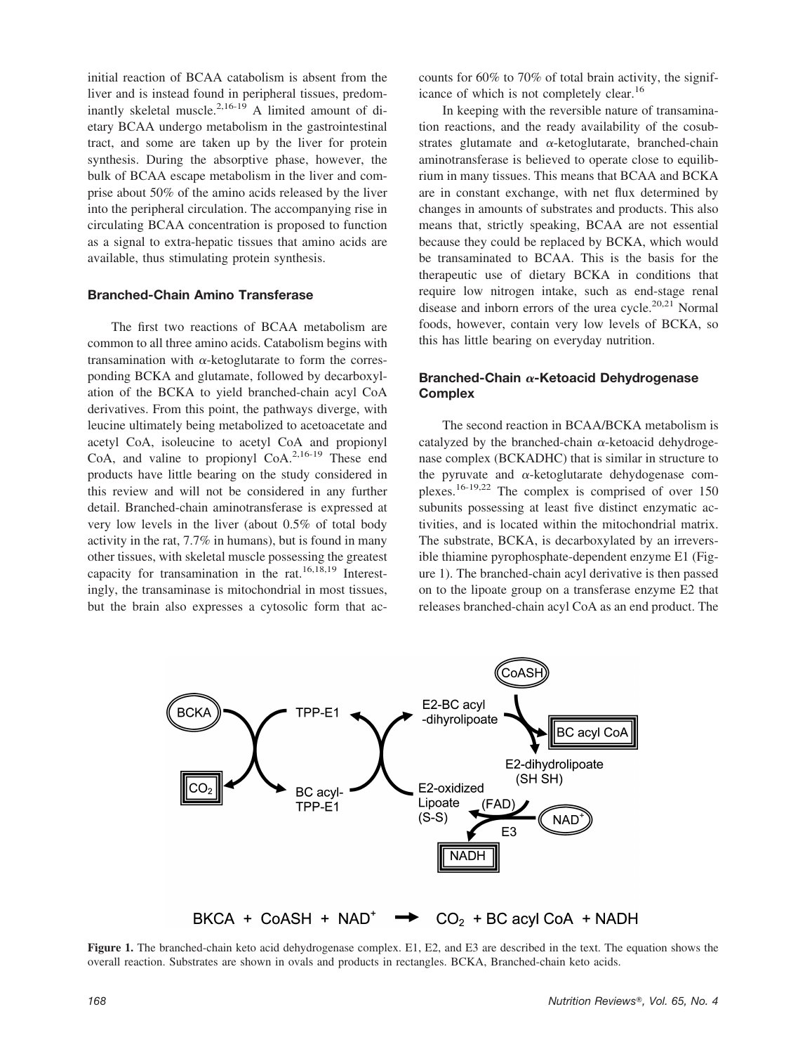initial reaction of BCAA catabolism is absent from the liver and is instead found in peripheral tissues, predominantly skeletal muscle.[2,16-19] A limited amount of dietary BCAA undergo metabolism in the gastrointestinal tract, and some are taken up by the liver for protein synthesis. During the absorptive phase, however, the bulk of BCAA escape metabolism in the liver and comprise about 50% of the amino acids released by the liver into the peripheral circulation. The accompanying rise in circulating BCAA concentration is proposed to function as a signal to extra-hepatic tissues that amino acids are available, thus stimulating protein synthesis.

### Branched-Chain Amino Transferase

The first two reactions of BCAA metabolism are common to all three amino acids. Catabolism begins with transamination with $\alpha$-ketoglutarate to form the corresponding BCKA and glutamate, followed by decarboxylation of the BCKA to yield branched-chain acyl CoA derivatives. From this point, the pathways diverge, with leucine ultimately being metabolized to acetoacetate and acetyl CoA, isoleucine to acetyl CoA and propionyl CoA, and valine to propionyl CoA.[2,16-19] These end products have little bearing on the study considered in this review and will not be considered in any further detail. Branched-chain aminotransferase is expressed at very low levels in the liver (about 0.5% of total body activity in the rat, 7.7% in humans), but is found in many other tissues, with skeletal muscle possessing the greatest capacity for transamination in the rat.[16,18,19] Interestingly, the transaminase is mitochondrial in most tissues, but the brain also expresses a cytosolic form that accounts for 60% to 70% of total brain activity, the significance of which is not completely clear.[16]

In keeping with the reversible nature of transamination reactions, and the ready availability of the cosubstrates glutamate and $\alpha$-ketoglutarate, branched-chain aminotransferase is believed to operate close to equilibrium in many tissues. This means that BCAA and BCKA are in constant exchange, with net flux determined by changes in amounts of substrates and products. This also means that, strictly speaking, BCAA are not essential because they could be replaced by BCKA, which would be transaminated to BCAA. This is the basis for the therapeutic use of dietary BCKA in conditions that require low nitrogen intake, such as end-stage renal disease and inborn errors of the urea cycle.[20,21] Normal foods, however, contain very low levels of BCKA, so this has little bearing on everyday nutrition.

### Branched-Chain $\alpha$-Ketoacid Dehydrogenase Complex

The second reaction in BCAA/BCKA metabolism is catalyzed by the branched-chain $\alpha$-ketoacid dehydrogenase complex (BCKADHC) that is similar in structure to the pyruvate and $\alpha$-ketoglutarate dehydogenase complexes.[16-19,22] The complex is comprised of over 150 subunits possessing at least five distinct enzymatic activities, and is located within the mitochondrial matrix. The substrate, BCKA, is decarboxylated by an irreversible thiamine pyrophosphate-dependent enzyme E1 (Figure 1). The branched-chain acyl derivative is then passed on to the lipoate group on a transferase enzyme E2 that releases branched-chain acyl CoA as an end product. The

$$\text{BKCA} + \text{CoASH} + \text{NAD}^+ \rightarrow CO_2 + \text{BC acyl CoA} + \text{NADH}$$

**Figure 1.** The branched-chain keto acid dehydrogenase complex. E1, E2, and E3 are described in the text. The equation shows the overall reaction. Substrates are shown in ovals and products in rectangles. BCKA, Branched-chain keto acids.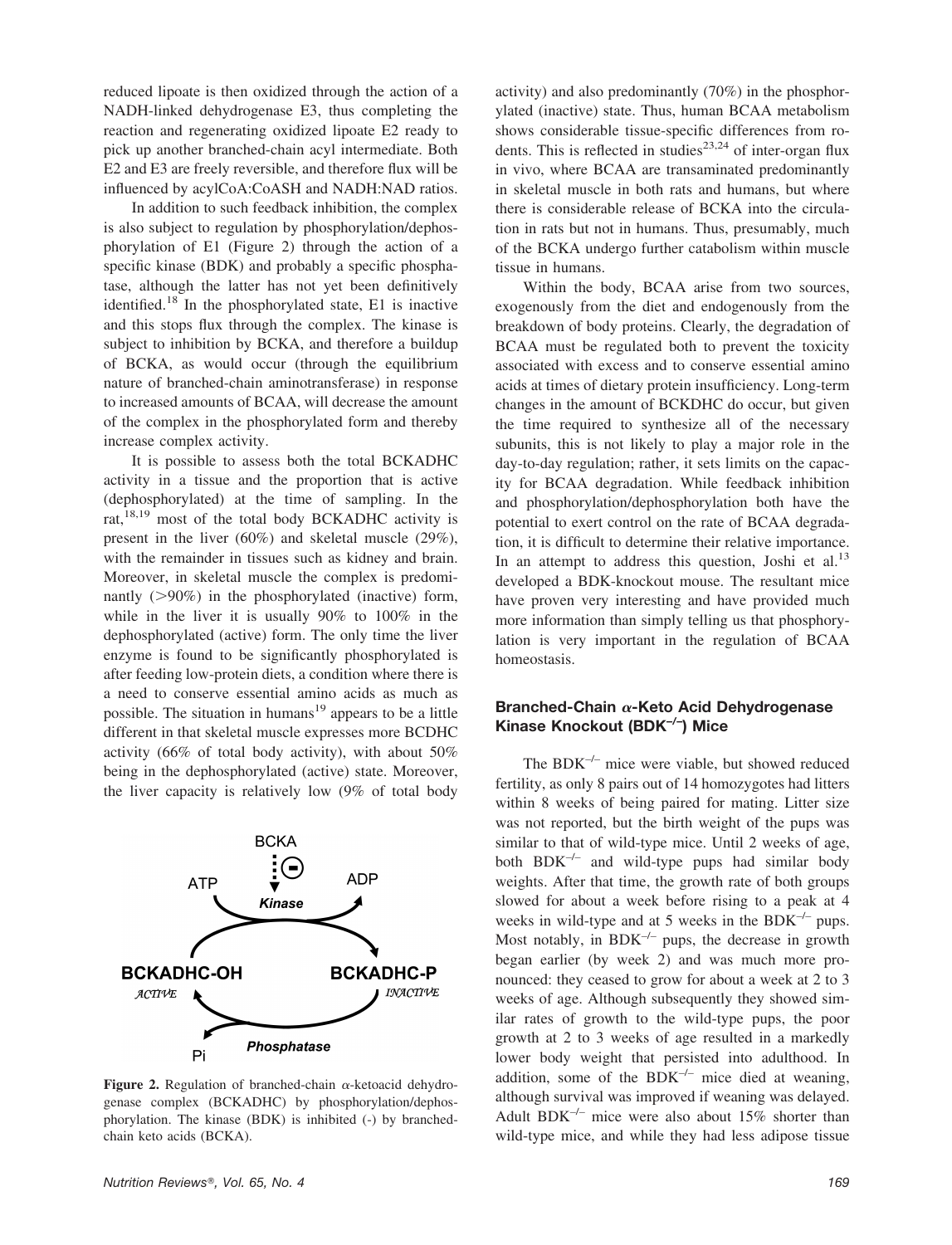reduced lipoate is then oxidized through the action of a NADH-linked dehydrogenase E3, thus completing the reaction and regenerating oxidized lipoate E2 ready to pick up another branched-chain acyl intermediate. Both E2 and E3 are freely reversible, and therefore flux will be influenced by acylCoA:CoASH and NADH:NAD ratios.

In addition to such feedback inhibition, the complex is also subject to regulation by phosphorylation/dephosphorylation of E1 (Figure 2) through the action of a specific kinase (BDK) and probably a specific phosphatase, although the latter has not yet been definitively identified.[18] In the phosphorylated state, E1 is inactive and this stops flux through the complex. The kinase is subject to inhibition by BCKA, and therefore a buildup of BCKA, as would occur (through the equilibrium nature of branched-chain aminotransferase) in response to increased amounts of BCAA, will decrease the amount of the complex in the phosphorylated form and thereby increase complex activity.

It is possible to assess both the total BCKADHC activity in a tissue and the proportion that is active (dephosphorylated) at the time of sampling. In the rat,[18,19] most of the total body BCKADHC activity is present in the liver (60%) and skeletal muscle (29%), with the remainder in tissues such as kidney and brain. Moreover, in skeletal muscle the complex is predominantly (>90%) in the phosphorylated (inactive) form, while in the liver it is usually 90% to 100% in the dephosphorylated (active) form. The only time the liver enzyme is found to be significantly phosphorylated is after feeding low-protein diets, a condition where there is a need to conserve essential amino acids as much as possible. The situation in humans[19] appears to be a little different in that skeletal muscle expresses more BCDHC activity (66% of total body activity), with about 50% being in the dephosphorylated (active) state. Moreover, the liver capacity is relatively low (9% of total body activity) and also predominantly (70%) in the phosphorylated (inactive) state. Thus, human BCAA metabolism shows considerable tissue-specific differences from rodents. This is reflected in studies[23,24] of inter-organ flux in vivo, where BCAA are transaminated predominantly in skeletal muscle in both rats and humans, but where there is considerable release of BCKA into the circulation in rats but not in humans. Thus, presumably, much of the BCKA undergo further catabolism within muscle tissue in humans.

**Figure 2.** Regulation of branched-chain α-ketoacid dehydrogenase complex (BCKADHC) by phosphorylation/dephosphorylation. The kinase (BDK) is inhibited (-) by branched-chain keto acids (BCKA).

Within the body, BCAA arise from two sources, exogenously from the diet and endogenously from the breakdown of body proteins. Clearly, the degradation of BCAA must be regulated both to prevent the toxicity associated with excess and to conserve essential amino acids at times of dietary protein insufficiency. Long-term changes in the amount of BCKDHC do occur, but given the time required to synthesize all of the necessary subunits, this is not likely to play a major role in the day-to-day regulation; rather, it sets limits on the capacity for BCAA degradation. While feedback inhibition and phosphorylation/dephosphorylation both have the potential to exert control on the rate of BCAA degradation, it is difficult to determine their relative importance. In an attempt to address this question, Joshi et al.[13] developed a BDK-knockout mouse. The resultant mice have proven very interesting and have provided much more information than simply telling us that phosphorylation is very important in the regulation of BCAA homeostasis.

## Branched-Chain α-Keto Acid Dehydrogenase Kinase Knockout ($BDK^{-/-}$) Mice

The $BDK^{-/-}$ mice were viable, but showed reduced fertility, as only 8 pairs out of 14 homozygotes had litters within 8 weeks of being paired for mating. Litter size was not reported, but the birth weight of the pups was similar to that of wild-type mice. Until 2 weeks of age, both $BDK^{-/-}$ and wild-type pups had similar body weights. After that time, the growth rate of both groups slowed for about a week before rising to a peak at 4 weeks in wild-type and at 5 weeks in the $BDK^{-/-}$ pups. Most notably, in $BDK^{-/-}$ pups, the decrease in growth began earlier (by week 2) and was much more pronounced: they ceased to grow for about a week at 2 to 3 weeks of age. Although subsequently they showed similar rates of growth to the wild-type pups, the poor growth at 2 to 3 weeks of age resulted in a markedly lower body weight that persisted into adulthood. In addition, some of the $BDK^{-/-}$ mice died at weaning, although survival was improved if weaning was delayed. Adult $BDK^{-/-}$ mice were also about 15% shorter than wild-type mice, and while they had less adipose tissue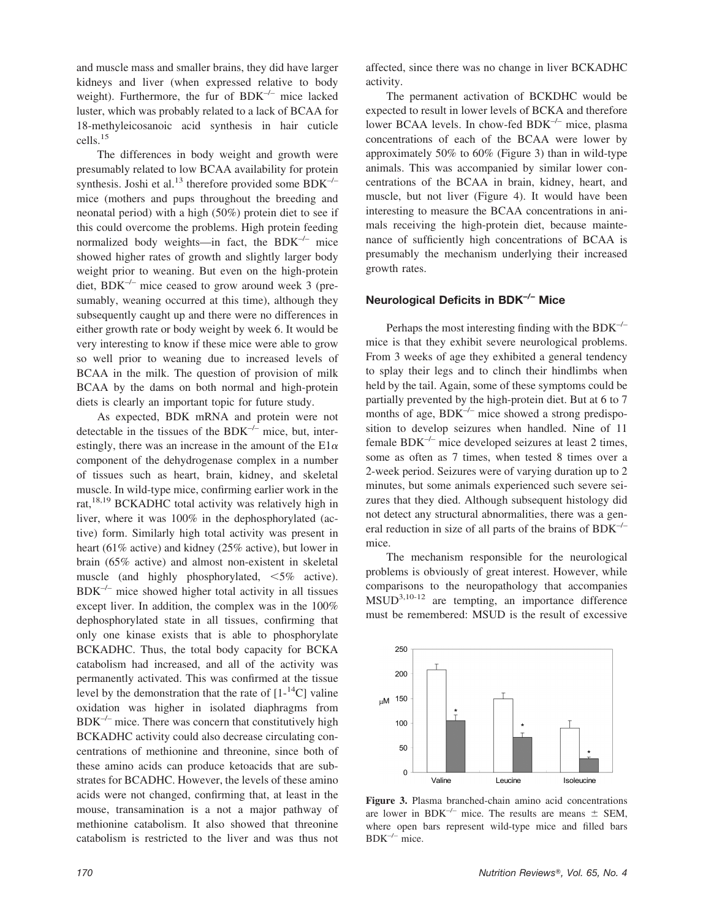and muscle mass and smaller brains, they did have larger kidneys and liver (when expressed relative to body weight). Furthermore, the fur of BDK$^{-/-}$ mice lacked luster, which was probably related to a lack of BCAA for 18-methyleicosanoic acid synthesis in hair cuticle cells.[15]

The differences in body weight and growth were presumably related to low BCAA availability for protein synthesis. Joshi et al.[13] therefore provided some BDK$^{-/-}$ mice (mothers and pups throughout the breeding and neonatal period) with a high (50%) protein diet to see if this could overcome the problems. High protein feeding normalized body weights—in fact, the BDK$^{-/-}$ mice showed higher rates of growth and slightly larger body weight prior to weaning. But even on the high-protein diet, BDK$^{-/-}$ mice ceased to grow around week 3 (presumably, weaning occurred at this time), although they subsequently caught up and there were no differences in either growth rate or body weight by week 6. It would be very interesting to know if these mice were able to grow so well prior to weaning due to increased levels of BCAA in the milk. The question of provision of milk BCAA by the dams on both normal and high-protein diets is clearly an important topic for future study.

As expected, BDK mRNA and protein were not detectable in the tissues of the BDK$^{-/-}$ mice, but, interestingly, there was an increase in the amount of the E1$\alpha$ component of the dehydrogenase complex in a number of tissues such as heart, brain, kidney, and skeletal muscle. In wild-type mice, confirming earlier work in the rat,[18,19] BCKADHC total activity was relatively high in liver, where it was 100% in the dephosphorylated (active) form. Similarly high total activity was present in heart (61% active) and kidney (25% active), but lower in brain (65% active) and almost non-existent in skeletal muscle (and highly phosphorylated, <5% active). BDK$^{-/-}$ mice showed higher total activity in all tissues except liver. In addition, the complex was in the 100% dephosphorylated state in all tissues, confirming that only one kinase exists that is able to phosphorylate BCKADHC. Thus, the total body capacity for BCKA catabolism had increased, and all of the activity was permanently activated. This was confirmed at the tissue level by the demonstration that the rate of [1-$^{14}$C] valine oxidation was higher in isolated diaphragms from BDK$^{-/-}$ mice. There was concern that constitutively high BCKADHC activity could also decrease circulating concentrations of methionine and threonine, since both of these amino acids can produce ketoacids that are substrates for BCADHC. However, the levels of these amino acids were not changed, confirming that, at least in the mouse, transamination is a not a major pathway of methionine catabolism. It also showed that threonine catabolism is restricted to the liver and was thus not affected, since there was no change in liver BCKADHC activity.

The permanent activation of BCKDHC would be expected to result in lower levels of BCKA and therefore lower BCAA levels. In chow-fed BDK$^{-/-}$ mice, plasma concentrations of each of the BCAA were lower by approximately 50% to 60% (Figure 3) than in wild-type animals. This was accompanied by similar lower concentrations of the BCAA in brain, kidney, heart, and muscle, but not liver (Figure 4). It would have been interesting to measure the BCAA concentrations in animals receiving the high-protein diet, because maintenance of sufficiently high concentrations of BCAA is presumably the mechanism underlying their increased growth rates.

### Neurological Deficits in BDK$^{-/-}$ Mice

Perhaps the most interesting finding with the BDK$^{-/-}$ mice is that they exhibit severe neurological problems. From 3 weeks of age they exhibited a general tendency to splay their legs and to clinch their hindlimbs when held by the tail. Again, some of these symptoms could be partially prevented by the high-protein diet. But at 6 to 7 months of age, BDK$^{-/-}$ mice showed a strong predisposition to develop seizures when handled. Nine of 11 female BDK$^{-/-}$ mice developed seizures at least 2 times, some as often as 7 times, when tested 8 times over a 2-week period. Seizures were of varying duration up to 2 minutes, but some animals experienced such severe seizures that they died. Although subsequent histology did not detect any structural abnormalities, there was a general reduction in size of all parts of the brains of BDK$^{-/-}$ mice.

The mechanism responsible for the neurological problems is obviously of great interest. However, while comparisons to the neuropathology that accompanies MSUD[3,10-12] are tempting, an importance difference must be remembered: MSUD is the result of excessive

**Figure 3.** Plasma branched-chain amino acid concentrations are lower in BDK$^{-/-}$ mice. The results are means ± SEM, where open bars represent wild-type mice and filled bars BDK$^{-/-}$ mice.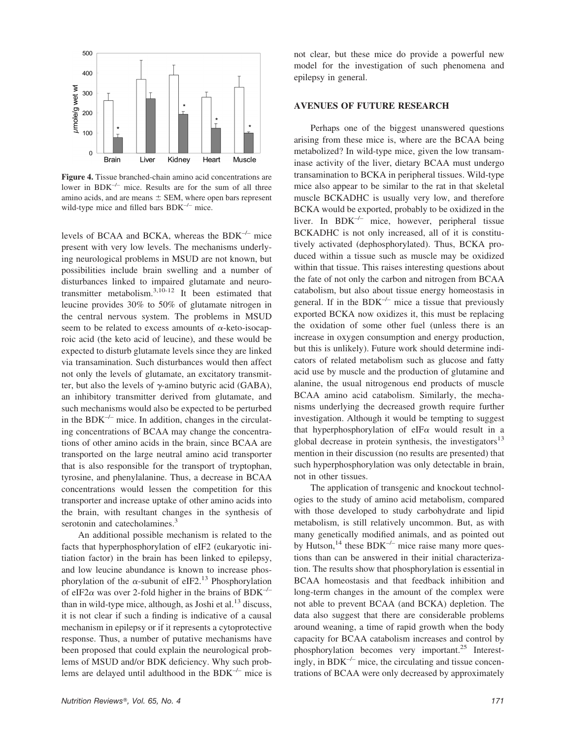**Figure 4.** Tissue branched-chain amino acid concentrations are lower in BDK$^{-/-}$ mice. Results are for the sum of all three amino acids, and are means ± SEM, where open bars represent wild-type mice and filled bars BDK$^{-/-}$ mice.

levels of BCAA and BCKA, whereas the BDK$^{-/-}$ mice present with very low levels. The mechanisms underlying neurological problems in MSUD are not known, but possibilities include brain swelling and a number of disturbances linked to impaired glutamate and neurotransmitter metabolism.[3,10-12] It been estimated that leucine provides 30% to 50% of glutamate nitrogen in the central nervous system. The problems in MSUD seem to be related to excess amounts of α-keto-isocaproic acid (the keto acid of leucine), and these would be expected to disturb glutamate levels since they are linked via transamination. Such disturbances would then affect not only the levels of glutamate, an excitatory transmitter, but also the levels of γ-amino butyric acid (GABA), an inhibitory transmitter derived from glutamate, and such mechanisms would also be expected to be perturbed in the BDK$^{-/-}$ mice. In addition, changes in the circulating concentrations of BCAA may change the concentrations of other amino acids in the brain, since BCAA are transported on the large neutral amino acid transporter that is also responsible for the transport of tryptophan, tyrosine, and phenylalanine. Thus, a decrease in BCAA concentrations would lessen the competition for this transporter and increase uptake of other amino acids into the brain, with resultant changes in the synthesis of serotonin and catecholamines.[3]

An additional possible mechanism is related to the facts that hyperphosphorylation of eIF2 (eukaryotic initiation factor) in the brain has been linked to epilepsy, and low leucine abundance is known to increase phosphorylation of the α-subunit of eIF2.[13] Phosphorylation of eIF2α was over 2-fold higher in the brains of BDK$^{-/-}$ than in wild-type mice, although, as Joshi et al.[13] discuss, it is not clear if such a finding is indicative of a causal mechanism in epilepsy or if it represents a cytoprotective response. Thus, a number of putative mechanisms have been proposed that could explain the neurological problems of MSUD and/or BDK deficiency. Why such problems are delayed until adulthood in the BDK$^{-/-}$ mice is not clear, but these mice do provide a powerful new model for the investigation of such phenomena and epilepsy in general.

## AVENUES OF FUTURE RESEARCH

Perhaps one of the biggest unanswered questions arising from these mice is, where are the BCAA being metabolized? In wild-type mice, given the low transaminase activity of the liver, dietary BCAA must undergo transamination to BCKA in peripheral tissues. Wild-type mice also appear to be similar to the rat in that skeletal muscle BCKADHC is usually very low, and therefore BCKA would be exported, probably to be oxidized in the liver. In BDK$^{-/-}$ mice, however, peripheral tissue BCKADHC is not only increased, all of it is constitutively activated (dephosphorylated). Thus, BCKA produced within a tissue such as muscle may be oxidized within that tissue. This raises interesting questions about the fate of not only the carbon and nitrogen from BCAA catabolism, but also about tissue energy homeostasis in general. If in the BDK$^{-/-}$ mice a tissue that previously exported BCKA now oxidizes it, this must be replacing the oxidation of some other fuel (unless there is an increase in oxygen consumption and energy production, but this is unlikely). Future work should determine indicators of related metabolism such as glucose and fatty acid use by muscle and the production of glutamine and alanine, the usual nitrogenous end products of muscle BCAA amino acid catabolism. Similarly, the mechanisms underlying the decreased growth require further investigation. Although it would be tempting to suggest that hyperphosphorylation of eIFα would result in a global decrease in protein synthesis, the investigators[13] mention in their discussion (no results are presented) that such hyperphosphorylation was only detectable in brain, not in other tissues.

The application of transgenic and knockout technologies to the study of amino acid metabolism, compared with those developed to study carbohydrate and lipid metabolism, is still relatively uncommon. But, as with many genetically modified animals, and as pointed out by Hutson,[14] these BDK$^{-/-}$ mice raise many more questions than can be answered in their initial characterization. The results show that phosphorylation is essential in BCAA homeostasis and that feedback inhibition and long-term changes in the amount of the complex were not able to prevent BCAA (and BCKA) depletion. The data also suggest that there are considerable problems around weaning, a time of rapid growth when the body capacity for BCAA catabolism increases and control by phosphorylation becomes very important.[25] Interestingly, in BDK$^{-/-}$ mice, the circulating and tissue concentrations of BCAA were only decreased by approximately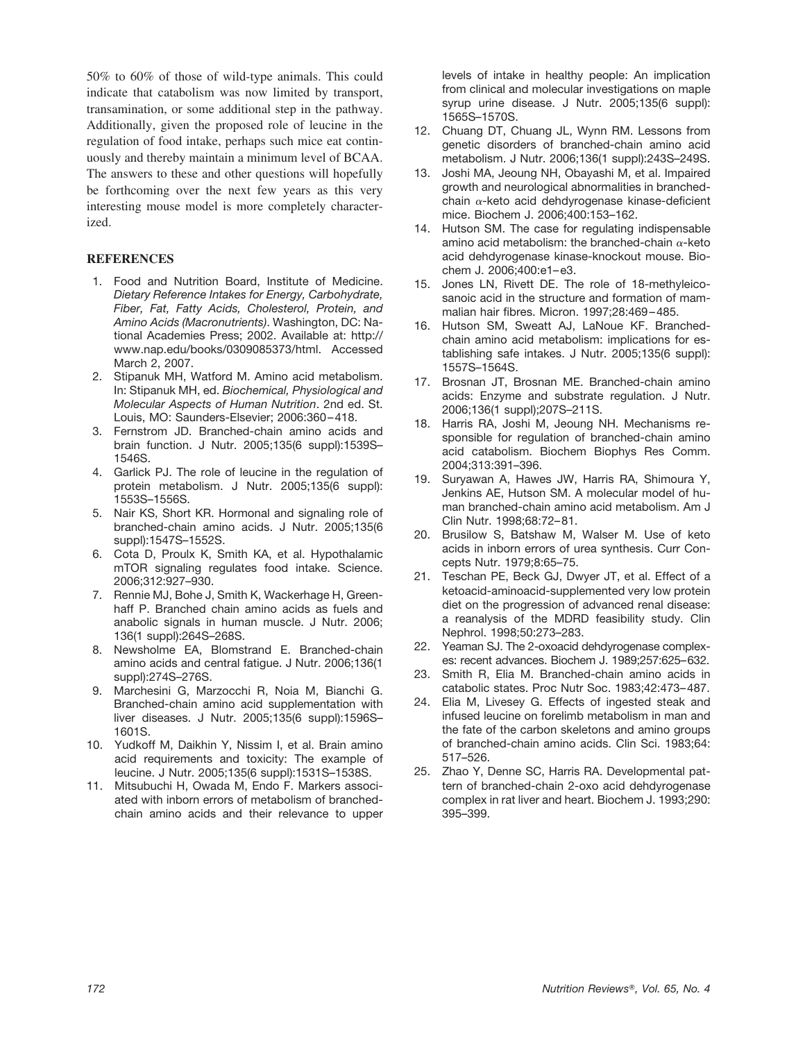50% to 60% of those of wild-type animals. This could indicate that catabolism was now limited by transport, transamination, or some additional step in the pathway. Additionally, given the proposed role of leucine in the regulation of food intake, perhaps such mice eat continuously and thereby maintain a minimum level of BCAA. The answers to these and other questions will hopefully be forthcoming over the next few years as this very interesting mouse model is more completely characterized.

## REFERENCES

1. Food and Nutrition Board, Institute of Medicine. *Dietary Reference Intakes for Energy, Carbohydrate, Fiber, Fat, Fatty Acids, Cholesterol, Protein, and Amino Acids (Macronutrients)*. Washington, DC: National Academies Press; 2002. Available at: http://www.nap.edu/books/0309085373/html. Accessed March 2, 2007.
2. Stipanuk MH, Watford M. Amino acid metabolism. In: Stipanuk MH, ed. *Biochemical, Physiological and Molecular Aspects of Human Nutrition*. 2nd ed. St. Louis, MO: Saunders-Elsevier; 2006:360–418.
3. Fernstrom JD. Branched-chain amino acids and brain function. J Nutr. 2005;135(6 suppl):1539S–1546S.
4. Garlick PJ. The role of leucine in the regulation of protein metabolism. J Nutr. 2005;135(6 suppl): 1553S–1556S.
5. Nair KS, Short KR. Hormonal and signaling role of branched-chain amino acids. J Nutr. 2005;135(6 suppl):1547S–1552S.
6. Cota D, Proulx K, Smith KA, et al. Hypothalamic mTOR signaling regulates food intake. Science. 2006;312:927–930.
7. Rennie MJ, Bohe J, Smith K, Wackerhage H, Greenhaff P. Branched chain amino acids as fuels and anabolic signals in human muscle. J Nutr. 2006; 136(1 suppl):264S–268S.
8. Newsholme EA, Blomstrand E. Branched-chain amino acids and central fatigue. J Nutr. 2006;136(1 suppl):274S–276S.
9. Marchesini G, Marzocchi R, Noia M, Bianchi G. Branched-chain amino acid supplementation with liver diseases. J Nutr. 2005;135(6 suppl):1596S–1601S.
10. Yudkoff M, Daikhin Y, Nissim I, et al. Brain amino acid requirements and toxicity: The example of leucine. J Nutr. 2005;135(6 suppl):1531S–1538S.
11. Mitsubuchi H, Owada M, Endo F. Markers associated with inborn errors of metabolism of branched-chain amino acids and their relevance to upper levels of intake in healthy people: An implication from clinical and molecular investigations on maple syrup urine disease. J Nutr. 2005;135(6 suppl): 1565S–1570S.
12. Chuang DT, Chuang JL, Wynn RM. Lessons from genetic disorders of branched-chain amino acid metabolism. J Nutr. 2006;136(1 suppl):243S–249S.
13. Joshi MA, Jeoung NH, Obayashi M, et al. Impaired growth and neurological abnormalities in branched-chain $\alpha$-keto acid dehdyrogenase kinase-deficient mice. Biochem J. 2006;400:153–162.
14. Hutson SM. The case for regulating indispensable amino acid metabolism: the branched-chain $\alpha$-keto acid dehdyrogenase kinase-knockout mouse. Biochem J. 2006;400:e1–e3.
15. Jones LN, Rivett DE. The role of 18-methyleicosanoic acid in the structure and formation of mammalian hair fibres. Micron. 1997;28:469–485.
16. Hutson SM, Sweatt AJ, LaNoue KF. Branched-chain amino acid metabolism: implications for establishing safe intakes. J Nutr. 2005;135(6 suppl): 1557S–1564S.
17. Brosnan JT, Brosnan ME. Branched-chain amino acids: Enzyme and substrate regulation. J Nutr. 2006;136(1 suppl);207S–211S.
18. Harris RA, Joshi M, Jeoung NH. Mechanisms responsible for regulation of branched-chain amino acid catabolism. Biochem Biophys Res Comm. 2004;313:391–396.
19. Suryawan A, Hawes JW, Harris RA, Shimoura Y, Jenkins AE, Hutson SM. A molecular model of human branched-chain amino acid metabolism. Am J Clin Nutr. 1998;68:72–81.
20. Brusilow S, Batshaw M, Walser M. Use of keto acids in inborn errors of urea synthesis. Curr Concepts Nutr. 1979;8:65–75.
21. Teschan PE, Beck GJ, Dwyer JT, et al. Effect of a ketoacid-aminoacid-supplemented very low protein diet on the progression of advanced renal disease: a reanalysis of the MDRD feasibility study. Clin Nephrol. 1998;50:273–283.
22. Yeaman SJ. The 2-oxoacid dehdyrogenase complexes: recent advances. Biochem J. 1989;257:625–632.
23. Smith R, Elia M. Branched-chain amino acids in catabolic states. Proc Nutr Soc. 1983;42:473–487.
24. Elia M, Livesey G. Effects of ingested steak and infused leucine on forelimb metabolism in man and the fate of the carbon skeletons and amino groups of branched-chain amino acids. Clin Sci. 1983;64: 517–526.
25. Zhao Y, Denne SC, Harris RA. Developmental pattern of branched-chain 2-oxo acid dehdyrogenase complex in rat liver and heart. Biochem J. 1993;290: 395–399.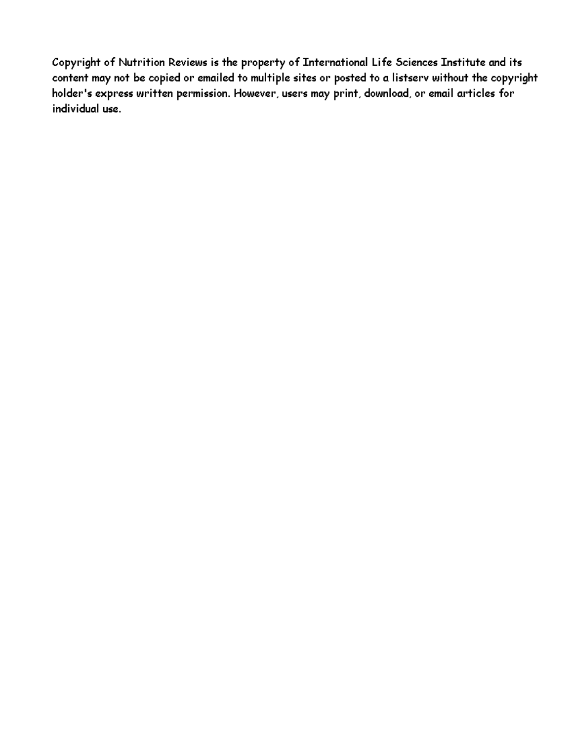Copyright of Nutrition Reviews is the property of International Life Sciences Institute and its content may not be copied or emailed to multiple sites or posted to a listserv without the copyright holder's express written permission. However, users may print, download, or email articles for individual use.